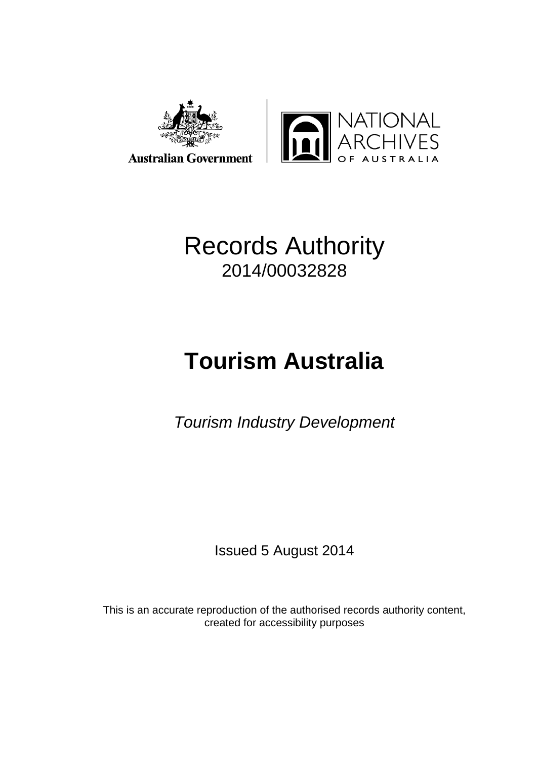Australian Government | NATIONAL ARCHIVES OF AUSTRALIA

# Records Authority

2014/00032828

# Tourism Australia

*Tourism Industry Development*

Issued 5 August 2014

This is an accurate reproduction of the authorised records authority content, created for accessibility purposes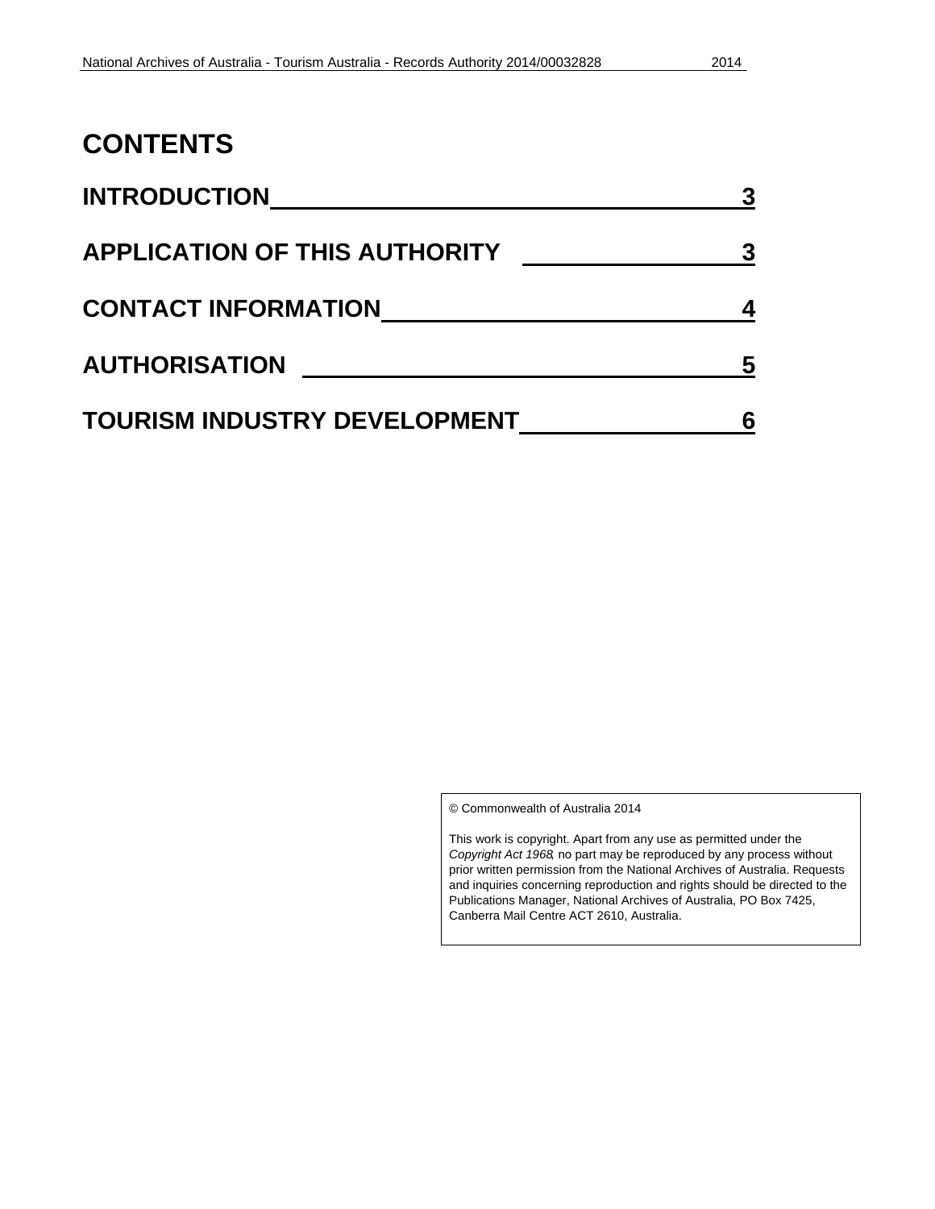# CONTENTS

**INTRODUCTION** 3

**APPLICATION OF THIS AUTHORITY** 3

**CONTACT INFORMATION** 4

**AUTHORISATION** 5

**TOURISM INDUSTRY DEVELOPMENT** 6

© Commonwealth of Australia 2014

This work is copyright. Apart from any use as permitted under the *Copyright Act 1968*, no part may be reproduced by any process without prior written permission from the National Archives of Australia. Requests and inquiries concerning reproduction and rights should be directed to the Publications Manager, National Archives of Australia, PO Box 7425, Canberra Mail Centre ACT 2610, Australia.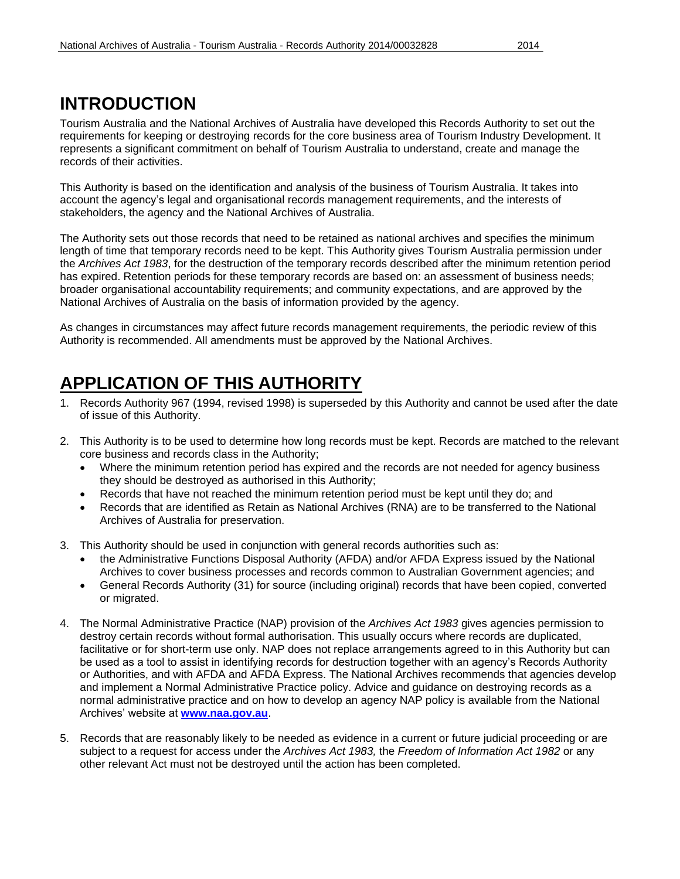# INTRODUCTION

Tourism Australia and the National Archives of Australia have developed this Records Authority to set out the requirements for keeping or destroying records for the core business area of Tourism Industry Development. It represents a significant commitment on behalf of Tourism Australia to understand, create and manage the records of their activities.

This Authority is based on the identification and analysis of the business of Tourism Australia. It takes into account the agency's legal and organisational records management requirements, and the interests of stakeholders, the agency and the National Archives of Australia.

The Authority sets out those records that need to be retained as national archives and specifies the minimum length of time that temporary records need to be kept. This Authority gives Tourism Australia permission under the *Archives Act 1983*, for the destruction of the temporary records described after the minimum retention period has expired. Retention periods for these temporary records are based on: an assessment of business needs; broader organisational accountability requirements; and community expectations, and are approved by the National Archives of Australia on the basis of information provided by the agency.

As changes in circumstances may affect future records management requirements, the periodic review of this Authority is recommended. All amendments must be approved by the National Archives.

# APPLICATION OF THIS AUTHORITY

1. Records Authority 967 (1994, revised 1998) is superseded by this Authority and cannot be used after the date of issue of this Authority.

2. This Authority is to be used to determine how long records must be kept. Records are matched to the relevant core business and records class in the Authority;
   - Where the minimum retention period has expired and the records are not needed for agency business they should be destroyed as authorised in this Authority;
   - Records that have not reached the minimum retention period must be kept until they do; and
   - Records that are identified as Retain as National Archives (RNA) are to be transferred to the National Archives of Australia for preservation.

3. This Authority should be used in conjunction with general records authorities such as:
   - the Administrative Functions Disposal Authority (AFDA) and/or AFDA Express issued by the National Archives to cover business processes and records common to Australian Government agencies; and
   - General Records Authority (31) for source (including original) records that have been copied, converted or migrated.

4. The Normal Administrative Practice (NAP) provision of the *Archives Act 1983* gives agencies permission to destroy certain records without formal authorisation. This usually occurs where records are duplicated, facilitative or for short-term use only. NAP does not replace arrangements agreed to in this Authority but can be used as a tool to assist in identifying records for destruction together with an agency's Records Authority or Authorities, and with AFDA and AFDA Express. The National Archives recommends that agencies develop and implement a Normal Administrative Practice policy. Advice and guidance on destroying records as a normal administrative practice and on how to develop an agency NAP policy is available from the National Archives' website at **www.naa.gov.au**.

5. Records that are reasonably likely to be needed as evidence in a current or future judicial proceeding or are subject to a request for access under the *Archives Act 1983,* the *Freedom of Information Act 1982* or any other relevant Act must not be destroyed until the action has been completed.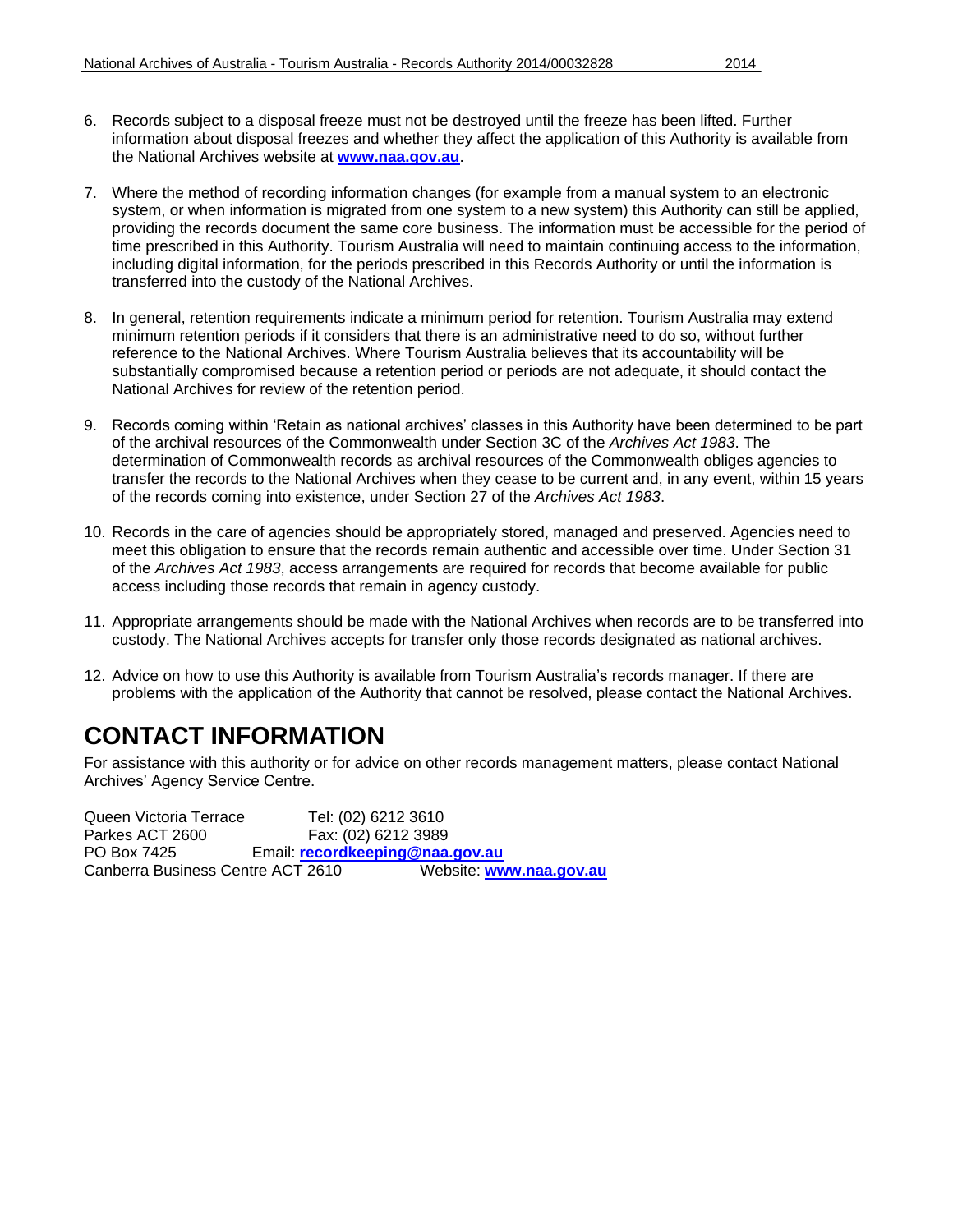6. Records subject to a disposal freeze must not be destroyed until the freeze has been lifted. Further information about disposal freezes and whether they affect the application of this Authority is available from the National Archives website at **www.naa.gov.au**.

7. Where the method of recording information changes (for example from a manual system to an electronic system, or when information is migrated from one system to a new system) this Authority can still be applied, providing the records document the same core business. The information must be accessible for the period of time prescribed in this Authority. Tourism Australia will need to maintain continuing access to the information, including digital information, for the periods prescribed in this Records Authority or until the information is transferred into the custody of the National Archives.

8. In general, retention requirements indicate a minimum period for retention. Tourism Australia may extend minimum retention periods if it considers that there is an administrative need to do so, without further reference to the National Archives. Where Tourism Australia believes that its accountability will be substantially compromised because a retention period or periods are not adequate, it should contact the National Archives for review of the retention period.

9. Records coming within 'Retain as national archives' classes in this Authority have been determined to be part of the archival resources of the Commonwealth under Section 3C of the *Archives Act 1983*. The determination of Commonwealth records as archival resources of the Commonwealth obliges agencies to transfer the records to the National Archives when they cease to be current and, in any event, within 15 years of the records coming into existence, under Section 27 of the *Archives Act 1983*.

10. Records in the care of agencies should be appropriately stored, managed and preserved. Agencies need to meet this obligation to ensure that the records remain authentic and accessible over time. Under Section 31 of the *Archives Act 1983*, access arrangements are required for records that become available for public access including those records that remain in agency custody.

11. Appropriate arrangements should be made with the National Archives when records are to be transferred into custody. The National Archives accepts for transfer only those records designated as national archives.

12. Advice on how to use this Authority is available from Tourism Australia's records manager. If there are problems with the application of the Authority that cannot be resolved, please contact the National Archives.

# CONTACT INFORMATION

For assistance with this authority or for advice on other records management matters, please contact National Archives' Agency Service Centre.

Queen Victoria Terrace
Parkes ACT 2600
PO Box 7425
Canberra Business Centre ACT 2610

Tel: (02) 6212 3610
Fax: (02) 6212 3989
Email: **recordkeeping@naa.gov.au**
Website: **www.naa.gov.au**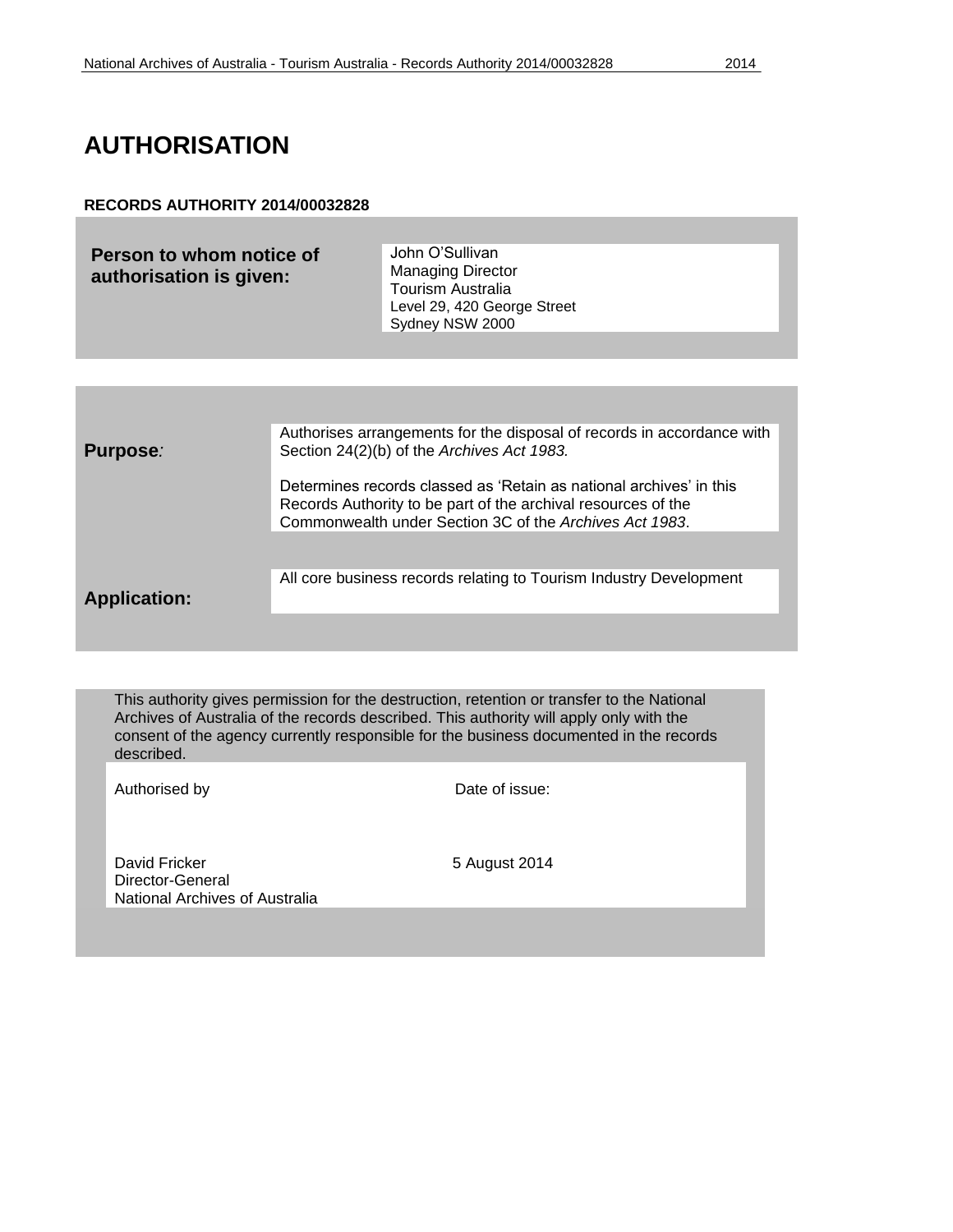# AUTHORISATION

**RECORDS AUTHORITY 2014/00032828**

| | |
|---|---|
| **Person to whom notice of authorisation is given:** | John O'Sullivan<br>Managing Director<br>Tourism Australia<br>Level 29, 420 George Street<br>Sydney NSW 2000 |

| | |
|---|---|
| **Purpose*:*** | Authorises arrangements for the disposal of records in accordance with Section 24(2)(b) of the *Archives Act 1983.*<br><br>Determines records classed as 'Retain as national archives' in this Records Authority to be part of the archival resources of the Commonwealth under Section 3C of the *Archives Act 1983*. |
| **Application:** | All core business records relating to Tourism Industry Development |

This authority gives permission for the destruction, retention or transfer to the National Archives of Australia of the records described. This authority will apply only with the consent of the agency currently responsible for the business documented in the records described.

| Authorised by | Date of issue: |
|---|---|
| David Fricker<br>Director-General<br>National Archives of Australia | 5 August 2014 |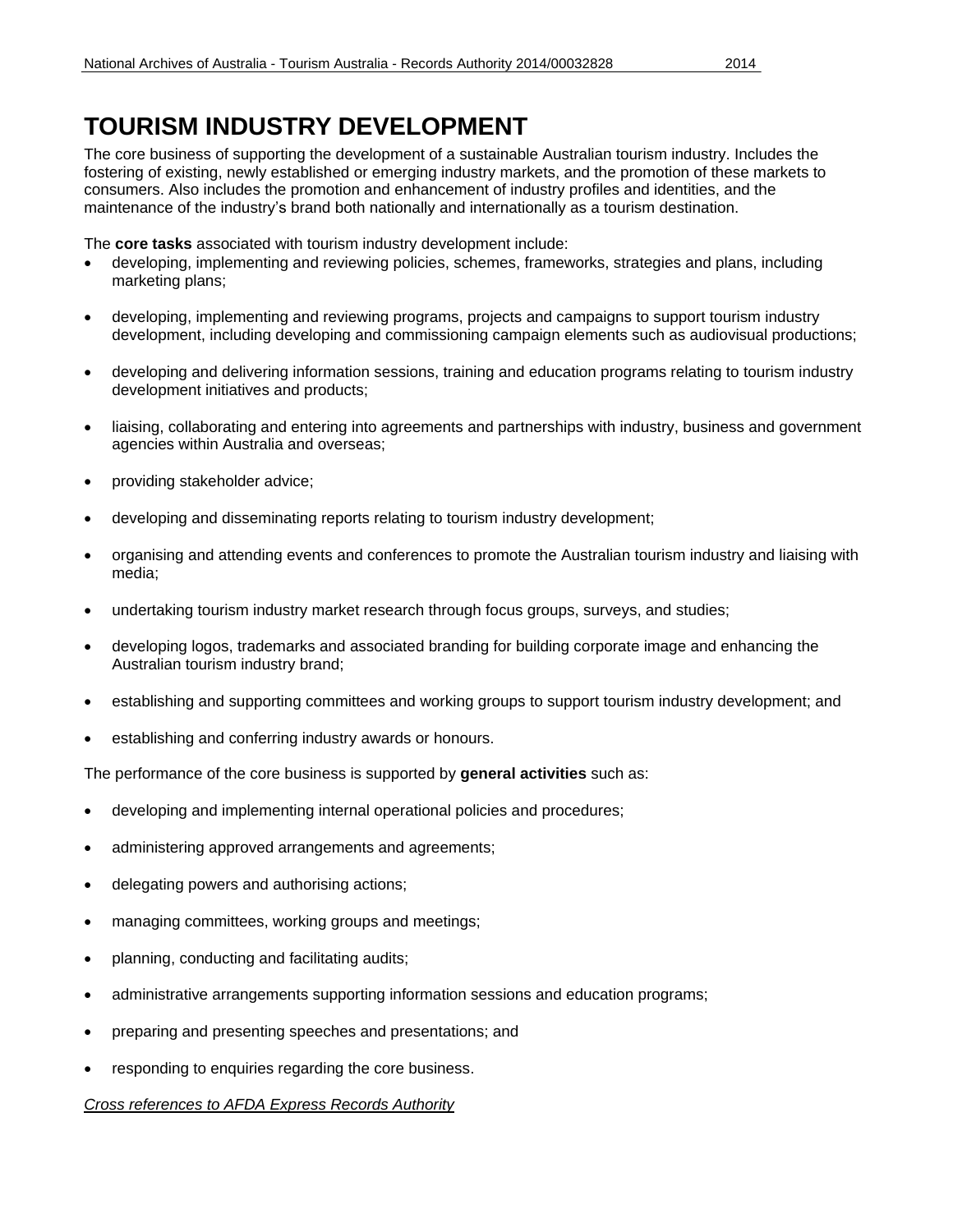# TOURISM INDUSTRY DEVELOPMENT

The core business of supporting the development of a sustainable Australian tourism industry. Includes the fostering of existing, newly established or emerging industry markets, and the promotion of these markets to consumers. Also includes the promotion and enhancement of industry profiles and identities, and the maintenance of the industry's brand both nationally and internationally as a tourism destination.

The **core tasks** associated with tourism industry development include:

- developing, implementing and reviewing policies, schemes, frameworks, strategies and plans, including marketing plans;
- developing, implementing and reviewing programs, projects and campaigns to support tourism industry development, including developing and commissioning campaign elements such as audiovisual productions;
- developing and delivering information sessions, training and education programs relating to tourism industry development initiatives and products;
- liaising, collaborating and entering into agreements and partnerships with industry, business and government agencies within Australia and overseas;
- providing stakeholder advice;
- developing and disseminating reports relating to tourism industry development;
- organising and attending events and conferences to promote the Australian tourism industry and liaising with media;
- undertaking tourism industry market research through focus groups, surveys, and studies;
- developing logos, trademarks and associated branding for building corporate image and enhancing the Australian tourism industry brand;
- establishing and supporting committees and working groups to support tourism industry development; and
- establishing and conferring industry awards or honours.

The performance of the core business is supported by **general activities** such as:

- developing and implementing internal operational policies and procedures;
- administering approved arrangements and agreements;
- delegating powers and authorising actions;
- managing committees, working groups and meetings;
- planning, conducting and facilitating audits;
- administrative arrangements supporting information sessions and education programs;
- preparing and presenting speeches and presentations; and
- responding to enquiries regarding the core business.

*Cross references to AFDA Express Records Authority*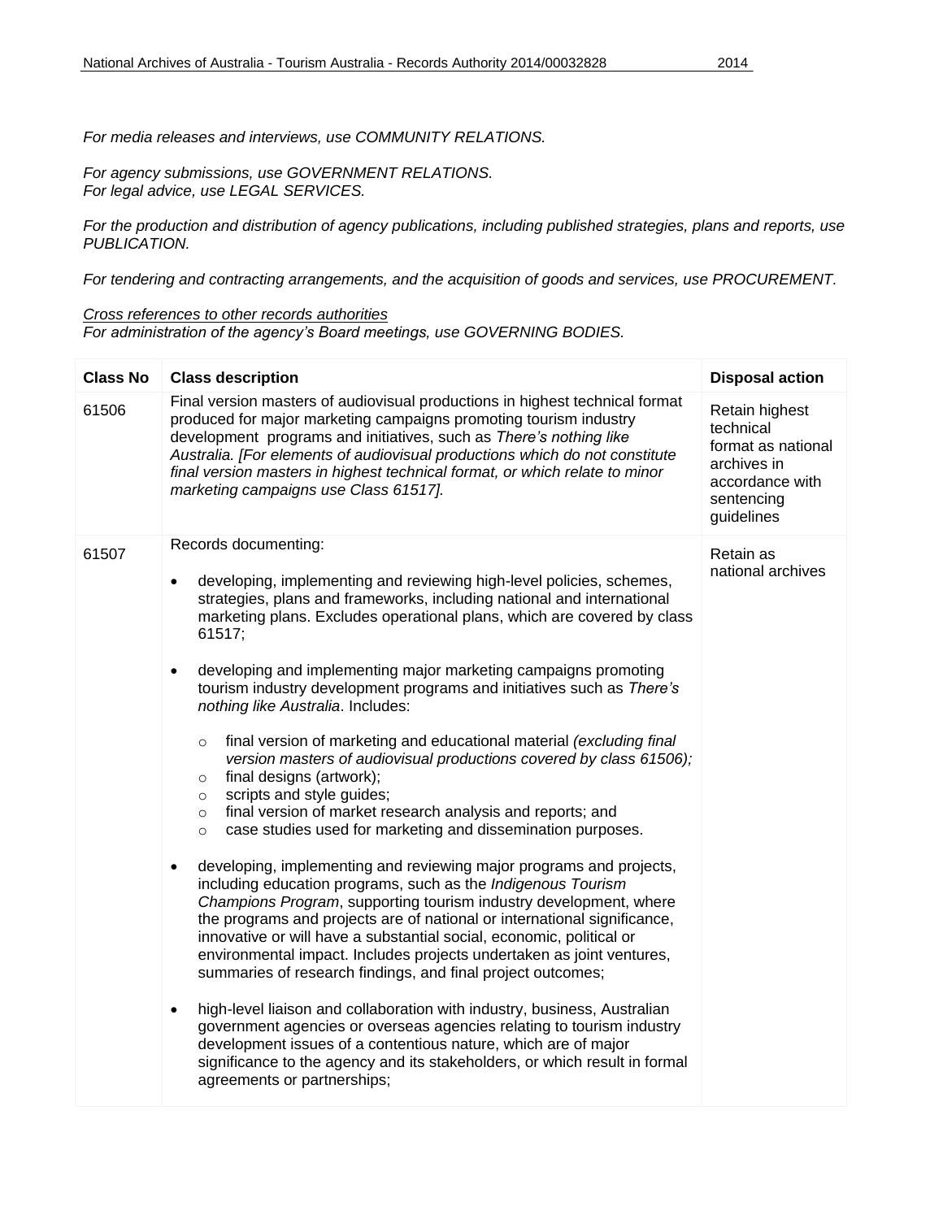*For media releases and interviews, use COMMUNITY RELATIONS.*

*For agency submissions, use GOVERNMENT RELATIONS.*
*For legal advice, use LEGAL SERVICES.*

*For the production and distribution of agency publications, including published strategies, plans and reports, use PUBLICATION.*

*For tendering and contracting arrangements, and the acquisition of goods and services, use PROCUREMENT.*

*<u>Cross references to other records authorities</u>*
*For administration of the agency's Board meetings, use GOVERNING BODIES.*

| Class No | Class description | Disposal action |
|---|---|---|
| 61506 | Final version masters of audiovisual productions in highest technical format produced for major marketing campaigns promoting tourism industry development programs and initiatives, such as *There's nothing like Australia. [For elements of audiovisual productions which do not constitute final version masters in highest technical format, or which relate to minor marketing campaigns use Class 61517].* | Retain highest technical format as national archives in accordance with sentencing guidelines |
| 61507 | Records documenting:<br><br>• developing, implementing and reviewing high-level policies, schemes, strategies, plans and frameworks, including national and international marketing plans. Excludes operational plans, which are covered by class 61517;<br><br>• developing and implementing major marketing campaigns promoting tourism industry development programs and initiatives such as *There's nothing like Australia*. Includes:<br>&nbsp;&nbsp;○ final version of marketing and educational material *(excluding final version masters of audiovisual productions covered by class 61506);*<br>&nbsp;&nbsp;○ final designs (artwork);<br>&nbsp;&nbsp;○ scripts and style guides;<br>&nbsp;&nbsp;○ final version of market research analysis and reports; and<br>&nbsp;&nbsp;○ case studies used for marketing and dissemination purposes.<br><br>• developing, implementing and reviewing major programs and projects, including education programs, such as the *Indigenous Tourism Champions Program*, supporting tourism industry development, where the programs and projects are of national or international significance, innovative or will have a substantial social, economic, political or environmental impact. Includes projects undertaken as joint ventures, summaries of research findings, and final project outcomes;<br><br>• high-level liaison and collaboration with industry, business, Australian government agencies or overseas agencies relating to tourism industry development issues of a contentious nature, which are of major significance to the agency and its stakeholders, or which result in formal agreements or partnerships; | Retain as national archives |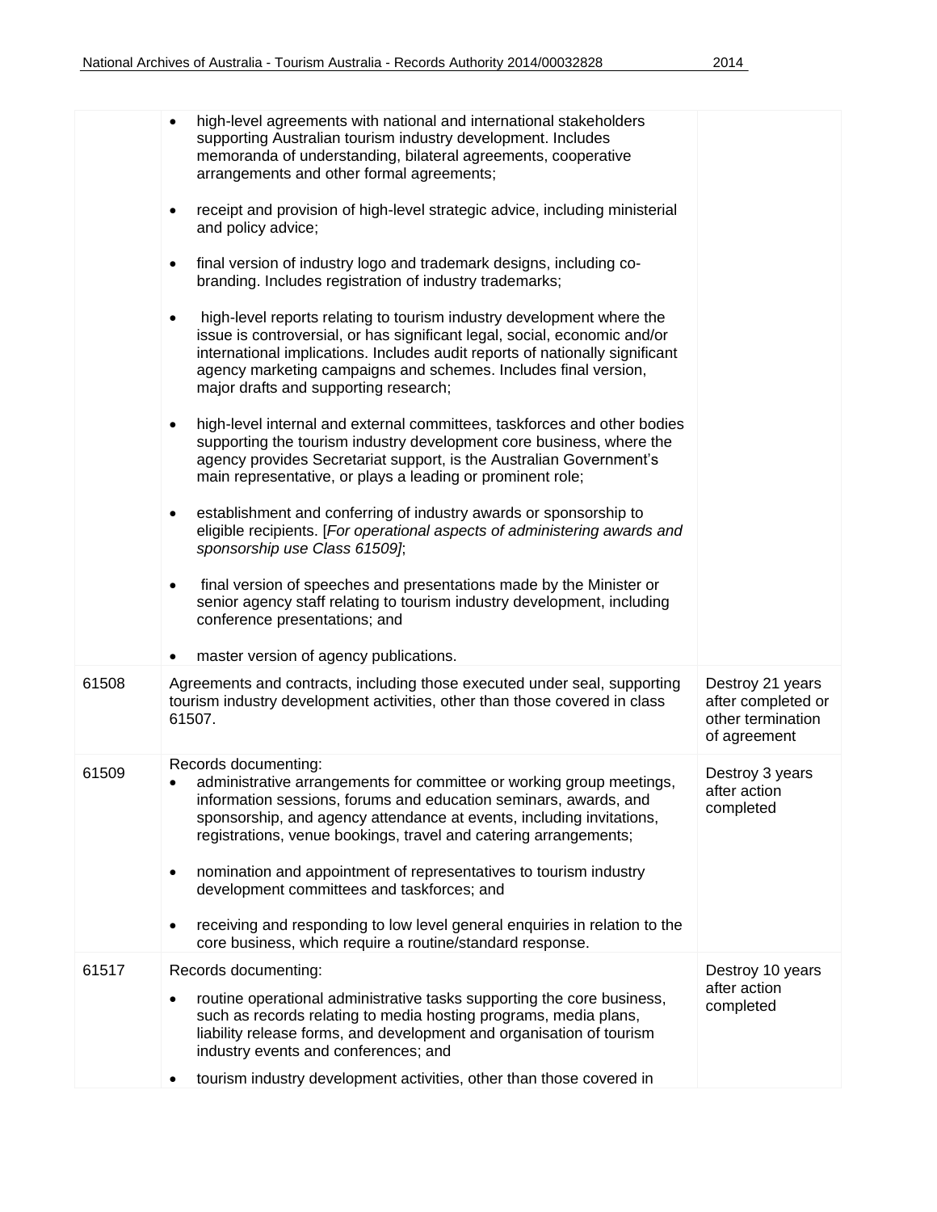| | | |
|---|---|---|
| | • high-level agreements with national and international stakeholders supporting Australian tourism industry development. Includes memoranda of understanding, bilateral agreements, cooperative arrangements and other formal agreements;<br><br>• receipt and provision of high-level strategic advice, including ministerial and policy advice;<br><br>• final version of industry logo and trademark designs, including co-branding. Includes registration of industry trademarks;<br><br>• high-level reports relating to tourism industry development where the issue is controversial, or has significant legal, social, economic and/or international implications. Includes audit reports of nationally significant agency marketing campaigns and schemes. Includes final version, major drafts and supporting research;<br><br>• high-level internal and external committees, taskforces and other bodies supporting the tourism industry development core business, where the agency provides Secretariat support, is the Australian Government's main representative, or plays a leading or prominent role;<br><br>• establishment and conferring of industry awards or sponsorship to eligible recipients. [*For operational aspects of administering awards and sponsorship use Class 61509]*;<br><br>• final version of speeches and presentations made by the Minister or senior agency staff relating to tourism industry development, including conference presentations; and<br><br>• master version of agency publications. | |
| 61508 | Agreements and contracts, including those executed under seal, supporting tourism industry development activities, other than those covered in class 61507. | Destroy 21 years after completed or other termination of agreement |
| 61509 | Records documenting:<br>• administrative arrangements for committee or working group meetings, information sessions, forums and education seminars, awards, and sponsorship, and agency attendance at events, including invitations, registrations, venue bookings, travel and catering arrangements;<br><br>• nomination and appointment of representatives to tourism industry development committees and taskforces; and<br><br>• receiving and responding to low level general enquiries in relation to the core business, which require a routine/standard response. | Destroy 3 years after action completed |
| 61517 | Records documenting:<br><br>• routine operational administrative tasks supporting the core business, such as records relating to media hosting programs, media plans, liability release forms, and development and organisation of tourism industry events and conferences; and<br><br>• tourism industry development activities, other than those covered in | Destroy 10 years after action completed |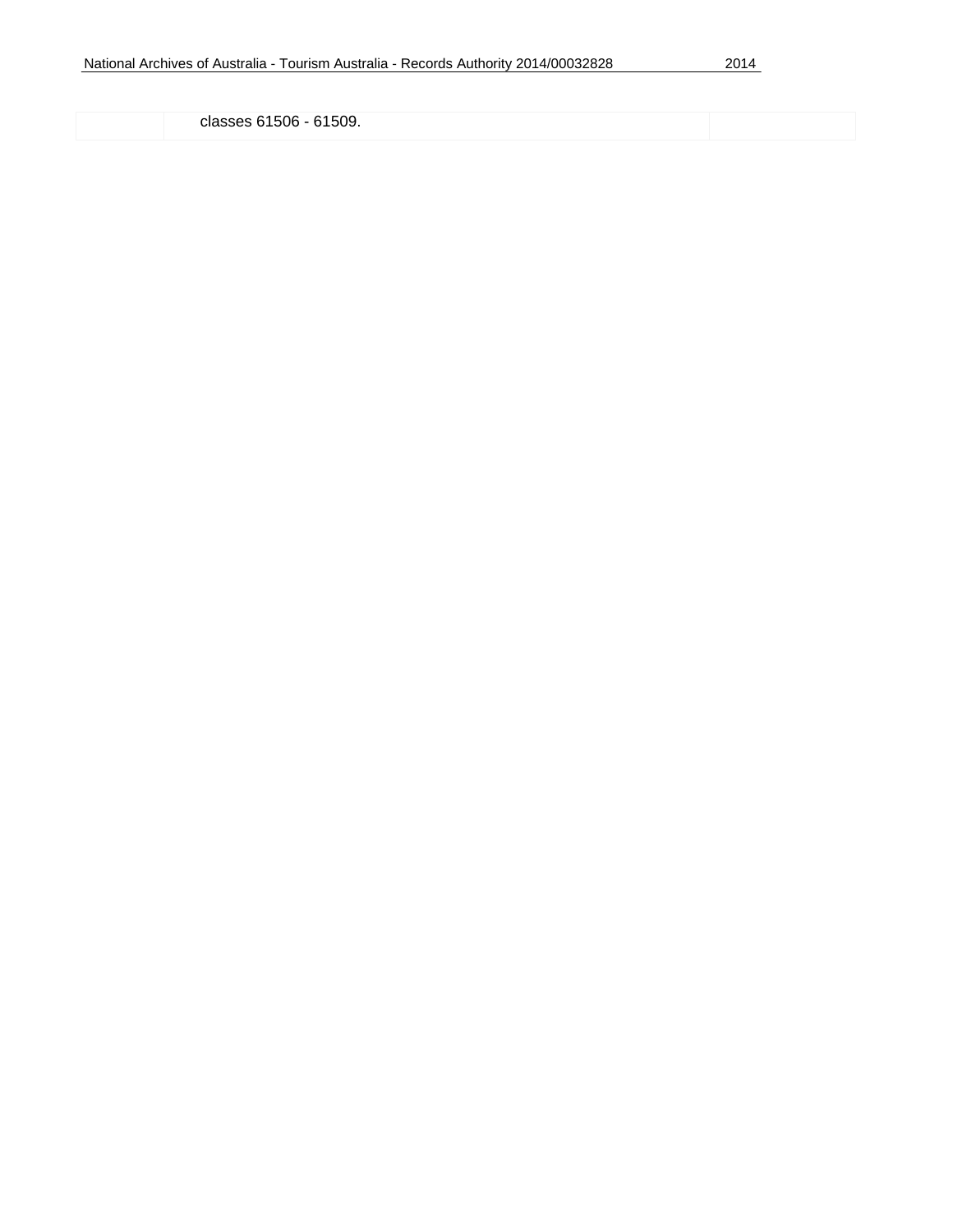| | | |
|---|---|---|
| | classes 61506 - 61509. | |